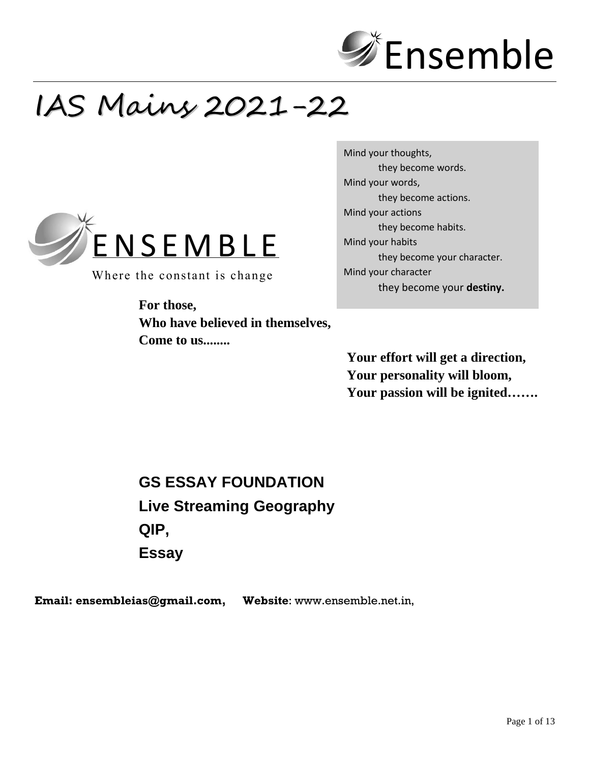# Ensemble

# IAS Mains 2021-22

ENSEMBLE

Where the constant is change

Mind your thoughts,
  they become words.
Mind your words,
  they become actions.
Mind your actions
  they become habits.
Mind your habits
  they become your character.
Mind your character
  they become your **destiny.**

**For those,**
**Who have believed in themselves,**
**Come to us........**

**Your effort will get a direction,**
**Your personality will bloom,**
**Your passion will be ignited…….**

**GS ESSAY FOUNDATION**
**Live Streaming Geography**
**QIP,**
**Essay**

**Email: ensembleias@gmail.com,** **Website**: www.ensemble.net.in,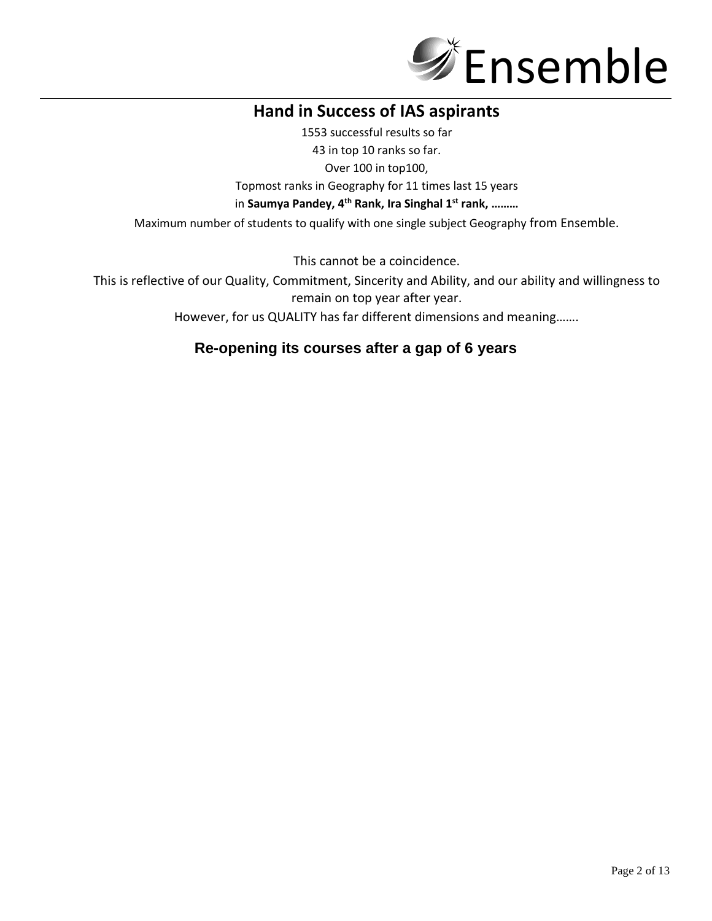Ensemble

## Hand in Success of IAS aspirants

1553 successful results so far

43 in top 10 ranks so far.

Over 100 in top100,

Topmost ranks in Geography for 11 times last 15 years

in **Saumya Pandey, 4th Rank, Ira Singhal 1st rank, ………**

Maximum number of students to qualify with one single subject Geography from Ensemble.

This cannot be a coincidence.

This is reflective of our Quality, Commitment, Sincerity and Ability, and our ability and willingness to remain on top year after year.

However, for us QUALITY has far different dimensions and meaning…….

### Re-opening its courses after a gap of 6 years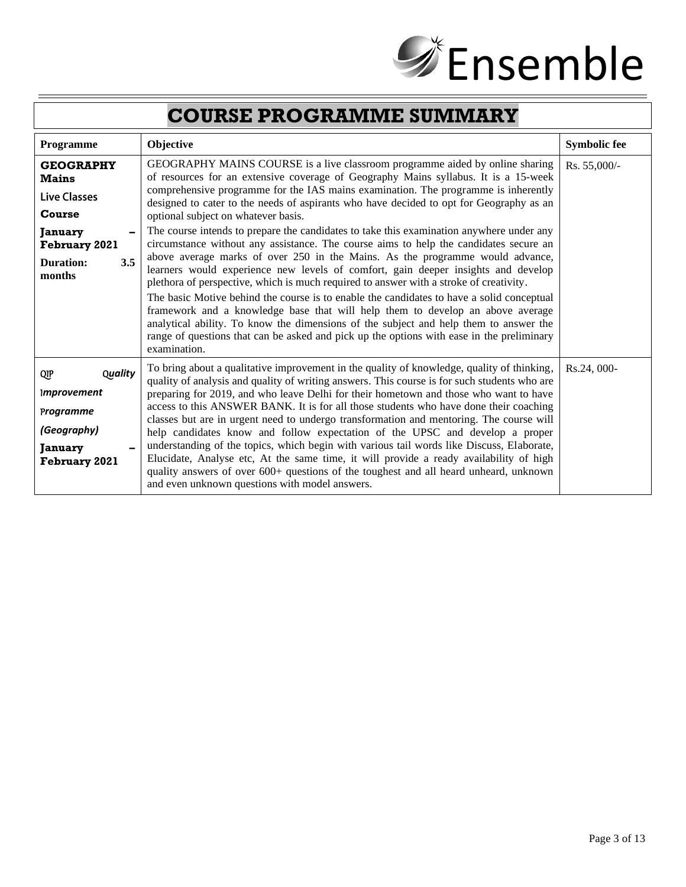# COURSE PROGRAMME SUMMARY

| Programme | Objective | Symbolic fee |
|---|---|---|
| **GEOGRAPHY Mains** **Live Classes** **Course** **January – February 2021** **Duration: 3.5 months** | GEOGRAPHY MAINS COURSE is a live classroom programme aided by online sharing of resources for an extensive coverage of Geography Mains syllabus. It is a 15-week comprehensive programme for the IAS mains examination. The programme is inherently designed to cater to the needs of aspirants who have decided to opt for Geography as an optional subject on whatever basis. The course intends to prepare the candidates to take this examination anywhere under any circumstance without any assistance. The course aims to help the candidates secure an above average marks of over 250 in the Mains. As the programme would advance, learners would experience new levels of comfort, gain deeper insights and develop plethora of perspective, which is much required to answer with a stroke of creativity. The basic Motive behind the course is to enable the candidates to have a solid conceptual framework and a knowledge base that will help them to develop an above average analytical ability. To know the dimensions of the subject and help them to answer the range of questions that can be asked and pick up the options with ease in the preliminary examination. | Rs. 55,000/- |
| *QIP Quality Improvement Programme (Geography)* **January – February 2021** | To bring about a qualitative improvement in the quality of knowledge, quality of thinking, quality of analysis and quality of writing answers. This course is for such students who are preparing for 2019, and who leave Delhi for their hometown and those who want to have access to this ANSWER BANK. It is for all those students who have done their coaching classes but are in urgent need to undergo transformation and mentoring. The course will help candidates know and follow expectation of the UPSC and develop a proper understanding of the topics, which begin with various tail words like Discuss, Elaborate, Elucidate, Analyse etc, At the same time, it will provide a ready availability of high quality answers of over 600+ questions of the toughest and all heard unheard, unknown and even unknown questions with model answers. | Rs.24, 000- |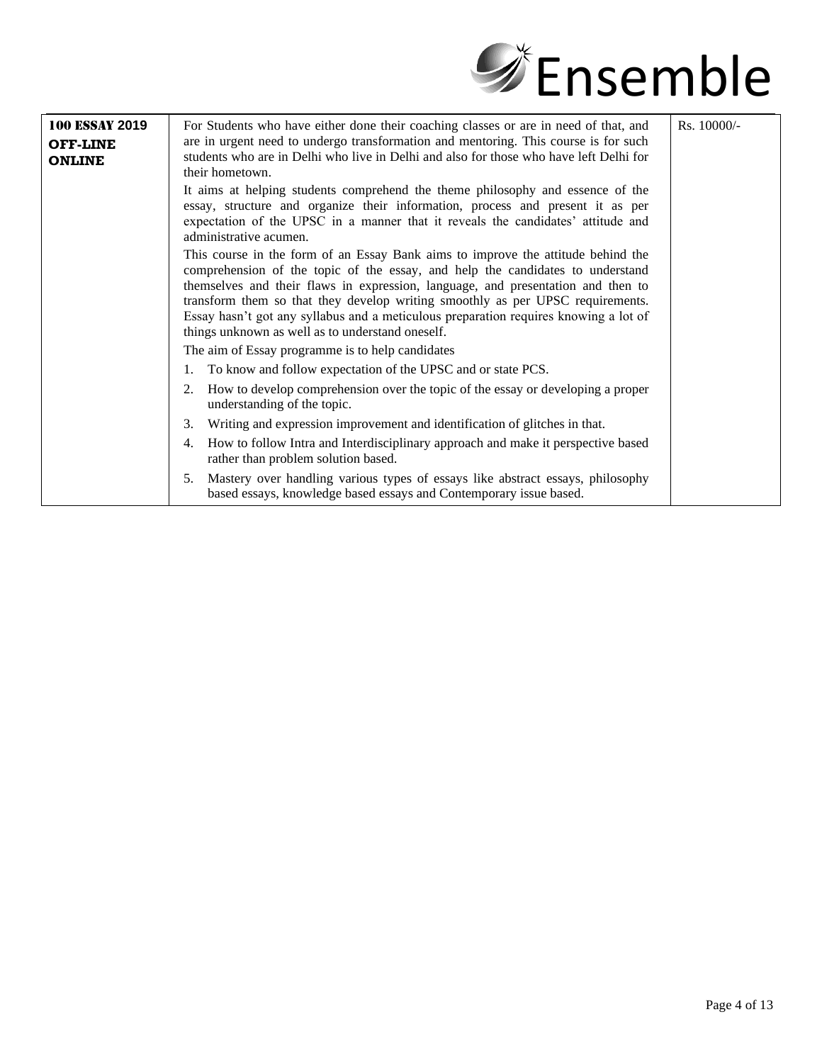| 100 ESSAY 2019 OFF-LINE ONLINE | For Students who have either done their coaching classes or are in need of that, and are in urgent need to undergo transformation and mentoring. This course is for such students who are in Delhi who live in Delhi and also for those who have left Delhi for their hometown.<br>It aims at helping students comprehend the theme philosophy and essence of the essay, structure and organize their information, process and present it as per expectation of the UPSC in a manner that it reveals the candidates' attitude and administrative acumen.<br>This course in the form of an Essay Bank aims to improve the attitude behind the comprehension of the topic of the essay, and help the candidates to understand themselves and their flaws in expression, language, and presentation and then to transform them so that they develop writing smoothly as per UPSC requirements. Essay hasn't got any syllabus and a meticulous preparation requires knowing a lot of things unknown as well as to understand oneself.<br>The aim of Essay programme is to help candidates<br>1. To know and follow expectation of the UPSC and or state PCS.<br>2. How to develop comprehension over the topic of the essay or developing a proper understanding of the topic.<br>3. Writing and expression improvement and identification of glitches in that.<br>4. How to follow Intra and Interdisciplinary approach and make it perspective based rather than problem solution based.<br>5. Mastery over handling various types of essays like abstract essays, philosophy based essays, knowledge based essays and Contemporary issue based. | Rs. 10000/- |
|---|---|---|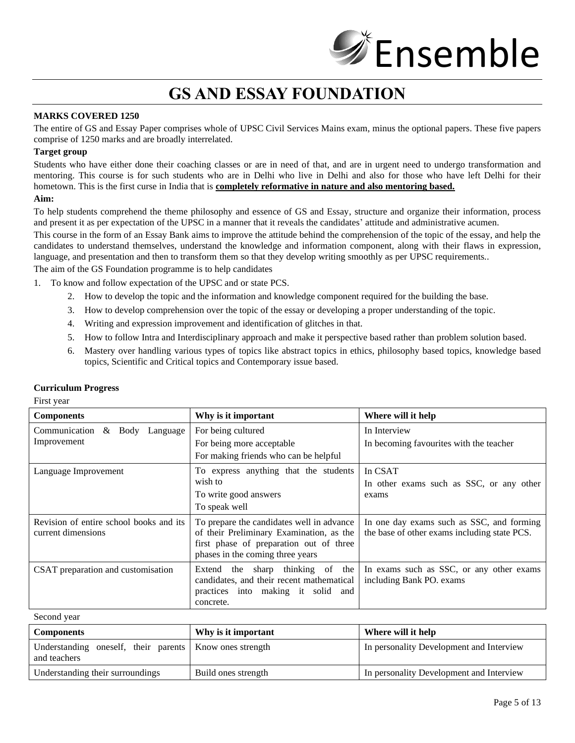# GS AND ESSAY FOUNDATION

**MARKS COVERED 1250**

The entire of GS and Essay Paper comprises whole of UPSC Civil Services Mains exam, minus the optional papers. These five papers comprise of 1250 marks and are broadly interrelated.

**Target group**

Students who have either done their coaching classes or are in need of that, and are in urgent need to undergo transformation and mentoring. This course is for such students who are in Delhi who live in Delhi and also for those who have left Delhi for their hometown. This is the first curse in India that is **completely reformative in nature and also mentoring based.**

**Aim:**

To help students comprehend the theme philosophy and essence of GS and Essay, structure and organize their information, process and present it as per expectation of the UPSC in a manner that it reveals the candidates' attitude and administrative acumen.

This course in the form of an Essay Bank aims to improve the attitude behind the comprehension of the topic of the essay, and help the candidates to understand themselves, understand the knowledge and information component, along with their flaws in expression, language, and presentation and then to transform them so that they develop writing smoothly as per UPSC requirements..

The aim of the GS Foundation programme is to help candidates

1. To know and follow expectation of the UPSC and or state PCS.
2. How to develop the topic and the information and knowledge component required for the building the base.
3. How to develop comprehension over the topic of the essay or developing a proper understanding of the topic.
4. Writing and expression improvement and identification of glitches in that.
5. How to follow Intra and Interdisciplinary approach and make it perspective based rather than problem solution based.
6. Mastery over handling various types of topics like abstract topics in ethics, philosophy based topics, knowledge based topics, Scientific and Critical topics and Contemporary issue based.

**Curriculum Progress**

First year

| Components | Why is it important | Where will it help |
|---|---|---|
| Communication & Body Language Improvement | For being cultured<br>For being more acceptable<br>For making friends who can be helpful | In Interview<br>In becoming favourites with the teacher |
| Language Improvement | To express anything that the students wish to<br>To write good answers<br>To speak well | In CSAT<br>In other exams such as SSC, or any other exams |
| Revision of entire school books and its current dimensions | To prepare the candidates well in advance of their Preliminary Examination, as the first phase of preparation out of three phases in the coming three years | In one day exams such as SSC, and forming the base of other exams including state PCS. |
| CSAT preparation and customisation | Extend the sharp thinking of the candidates, and their recent mathematical practices into making it solid and concrete. | In exams such as SSC, or any other exams including Bank PO. exams |

Second year

| Components | Why is it important | Where will it help |
|---|---|---|
| Understanding oneself, their parents and teachers | Know ones strength | In personality Development and Interview |
| Understanding their surroundings | Build ones strength | In personality Development and Interview |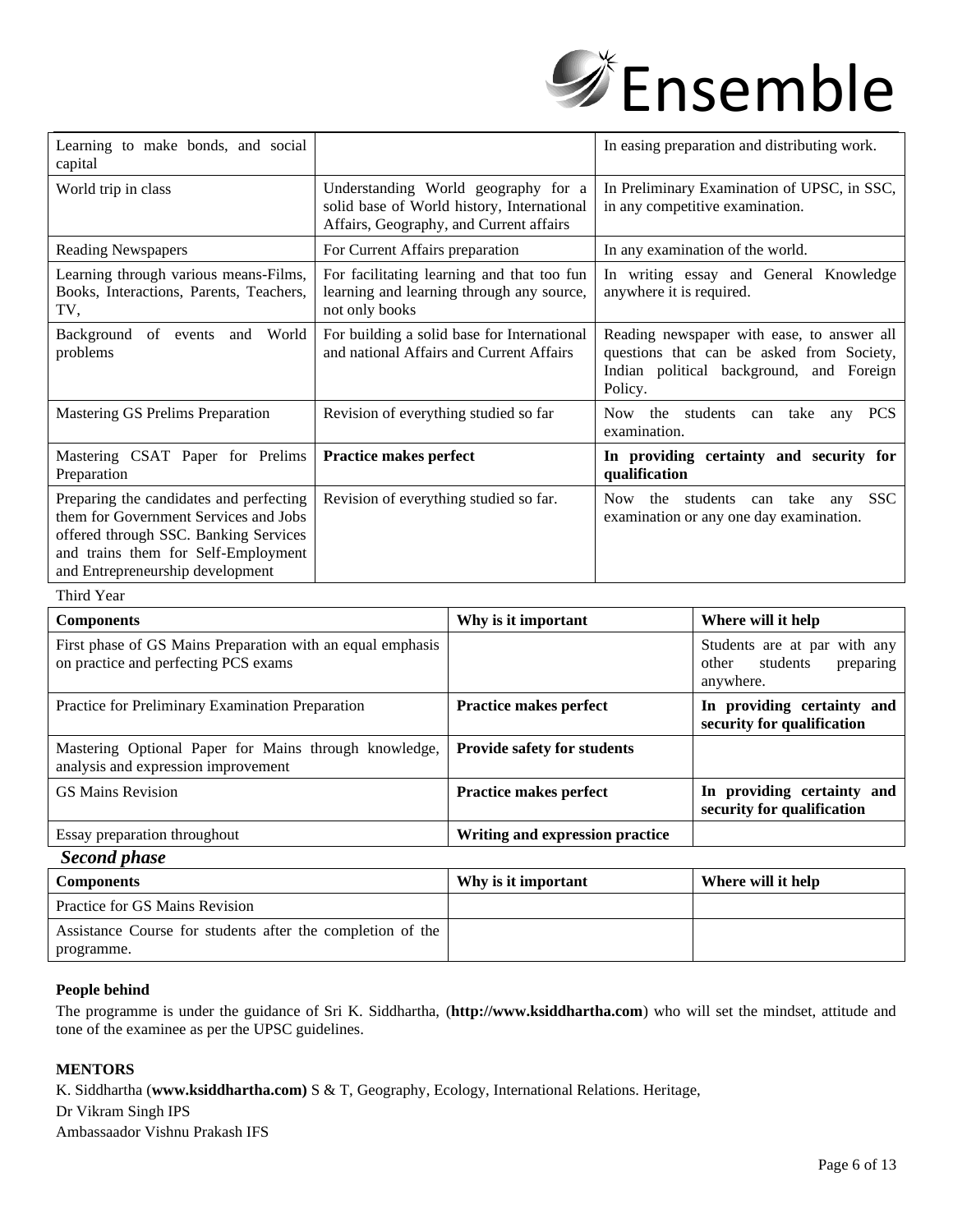| | | |
|---|---|---|
| Learning to make bonds, and social capital | | In easing preparation and distributing work. |
| World trip in class | Understanding World geography for a solid base of World history, International Affairs, Geography, and Current affairs | In Preliminary Examination of UPSC, in SSC, in any competitive examination. |
| Reading Newspapers | For Current Affairs preparation | In any examination of the world. |
| Learning through various means-Films, Books, Interactions, Parents, Teachers, TV, | For facilitating learning and that too fun learning and learning through any source, not only books | In writing essay and General Knowledge anywhere it is required. |
| Background of events and World problems | For building a solid base for International and national Affairs and Current Affairs | Reading newspaper with ease, to answer all questions that can be asked from Society, Indian political background, and Foreign Policy. |
| Mastering GS Prelims Preparation | Revision of everything studied so far | Now the students can take any PCS examination. |
| Mastering CSAT Paper for Prelims Preparation | **Practice makes perfect** | **In providing certainty and security for qualification** |
| Preparing the candidates and perfecting them for Government Services and Jobs offered through SSC. Banking Services and trains them for Self-Employment and Entrepreneurship development | Revision of everything studied so far. | Now the students can take any SSC examination or any one day examination. |

Third Year

| Components | Why is it important | Where will it help |
|---|---|---|
| First phase of GS Mains Preparation with an equal emphasis on practice and perfecting PCS exams | | Students are at par with any other students preparing anywhere. |
| Practice for Preliminary Examination Preparation | **Practice makes perfect** | **In providing certainty and security for qualification** |
| Mastering Optional Paper for Mains through knowledge, analysis and expression improvement | **Provide safety for students** | |
| GS Mains Revision | **Practice makes perfect** | **In providing certainty and security for qualification** |
| Essay preparation throughout | **Writing and expression practice** | |

***Second phase***

| Components | Why is it important | Where will it help |
|---|---|---|
| Practice for GS Mains Revision | | |
| Assistance Course for students after the completion of the programme. | | |

**People behind**

The programme is under the guidance of Sri K. Siddhartha, (**http://www.ksiddhartha.com**) who will set the mindset, attitude and tone of the examinee as per the UPSC guidelines.

**MENTORS**

K. Siddhartha (**www.ksiddhartha.com)** S & T, Geography, Ecology, International Relations. Heritage,

Dr Vikram Singh IPS

Ambassaador Vishnu Prakash IFS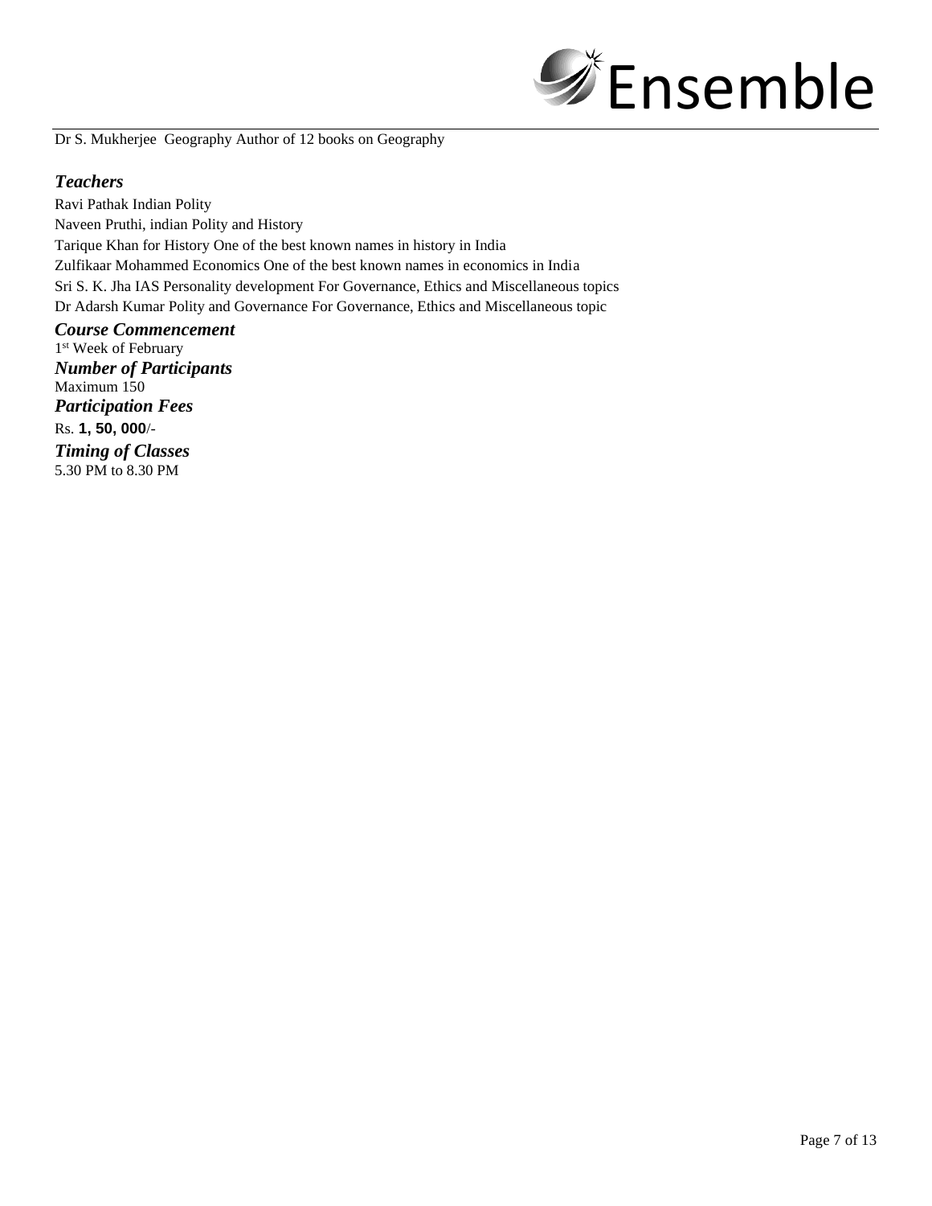Dr S. Mukherjee Geography Author of 12 books on Geography

### *Teachers*

Ravi Pathak Indian Polity

Naveen Pruthi, indian Polity and History

Tarique Khan for History One of the best known names in history in India

Zulfikaar Mohammed Economics One of the best known names in economics in India

Sri S. K. Jha IAS Personality development For Governance, Ethics and Miscellaneous topics

Dr Adarsh Kumar Polity and Governance For Governance, Ethics and Miscellaneous topic

### *Course Commencement*

1st Week of February

### *Number of Participants*

Maximum 150

### *Participation Fees*

Rs. **1, 50, 000**/-

### *Timing of Classes*

5.30 PM to 8.30 PM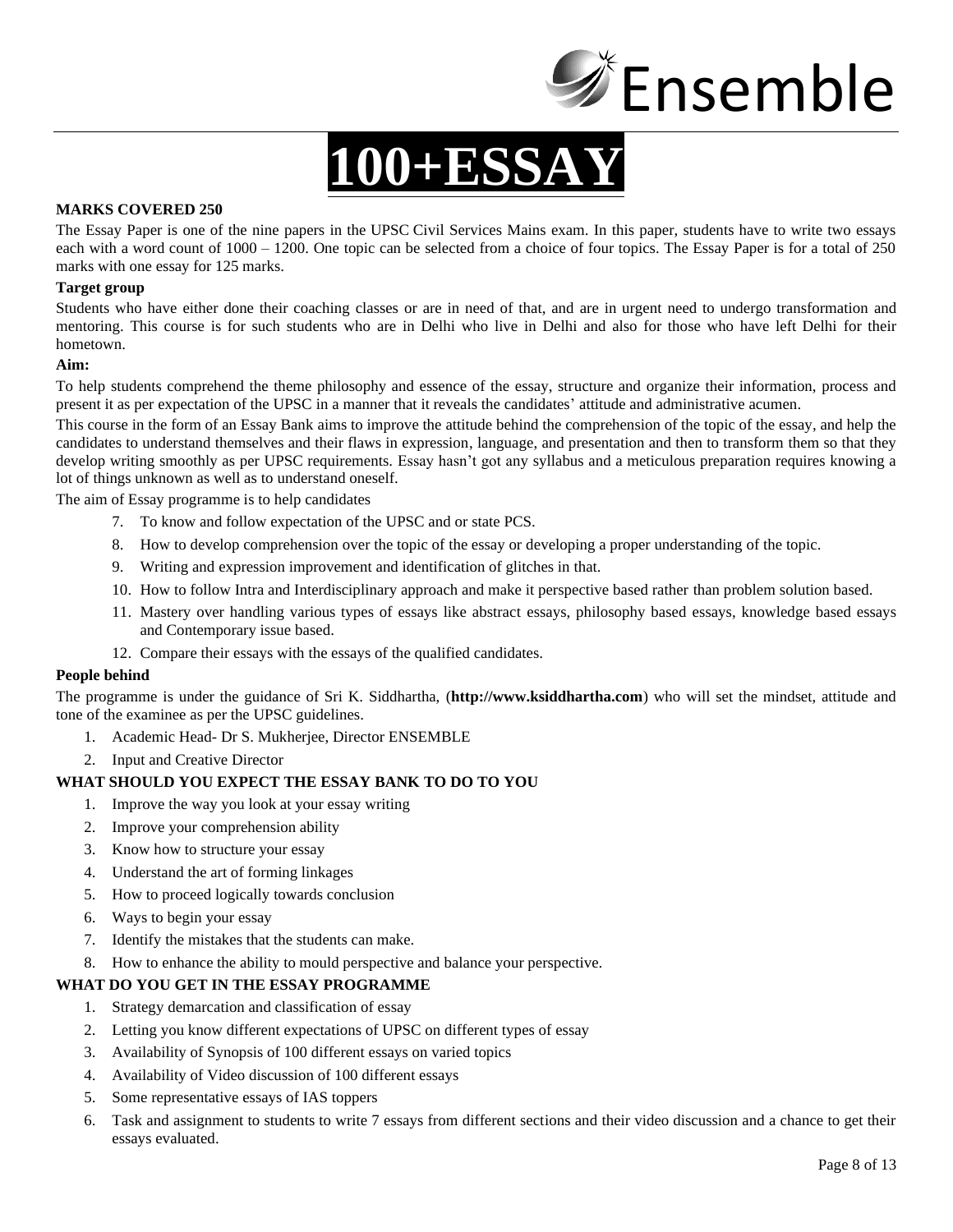# 100+ESSAY

**MARKS COVERED 250**

The Essay Paper is one of the nine papers in the UPSC Civil Services Mains exam. In this paper, students have to write two essays each with a word count of 1000 – 1200. One topic can be selected from a choice of four topics. The Essay Paper is for a total of 250 marks with one essay for 125 marks.

**Target group**

Students who have either done their coaching classes or are in need of that, and are in urgent need to undergo transformation and mentoring. This course is for such students who are in Delhi who live in Delhi and also for those who have left Delhi for their hometown.

**Aim:**

To help students comprehend the theme philosophy and essence of the essay, structure and organize their information, process and present it as per expectation of the UPSC in a manner that it reveals the candidates' attitude and administrative acumen.

This course in the form of an Essay Bank aims to improve the attitude behind the comprehension of the topic of the essay, and help the candidates to understand themselves and their flaws in expression, language, and presentation and then to transform them so that they develop writing smoothly as per UPSC requirements. Essay hasn't got any syllabus and a meticulous preparation requires knowing a lot of things unknown as well as to understand oneself.

The aim of Essay programme is to help candidates

7. To know and follow expectation of the UPSC and or state PCS.
8. How to develop comprehension over the topic of the essay or developing a proper understanding of the topic.
9. Writing and expression improvement and identification of glitches in that.
10. How to follow Intra and Interdisciplinary approach and make it perspective based rather than problem solution based.
11. Mastery over handling various types of essays like abstract essays, philosophy based essays, knowledge based essays and Contemporary issue based.
12. Compare their essays with the essays of the qualified candidates.

**People behind**

The programme is under the guidance of Sri K. Siddhartha, (**http://www.ksiddhartha.com**) who will set the mindset, attitude and tone of the examinee as per the UPSC guidelines.

1. Academic Head- Dr S. Mukherjee, Director ENSEMBLE
2. Input and Creative Director

**WHAT SHOULD YOU EXPECT THE ESSAY BANK TO DO TO YOU**

1. Improve the way you look at your essay writing
2. Improve your comprehension ability
3. Know how to structure your essay
4. Understand the art of forming linkages
5. How to proceed logically towards conclusion
6. Ways to begin your essay
7. Identify the mistakes that the students can make.
8. How to enhance the ability to mould perspective and balance your perspective.

**WHAT DO YOU GET IN THE ESSAY PROGRAMME**

1. Strategy demarcation and classification of essay
2. Letting you know different expectations of UPSC on different types of essay
3. Availability of Synopsis of 100 different essays on varied topics
4. Availability of Video discussion of 100 different essays
5. Some representative essays of IAS toppers
6. Task and assignment to students to write 7 essays from different sections and their video discussion and a chance to get their essays evaluated.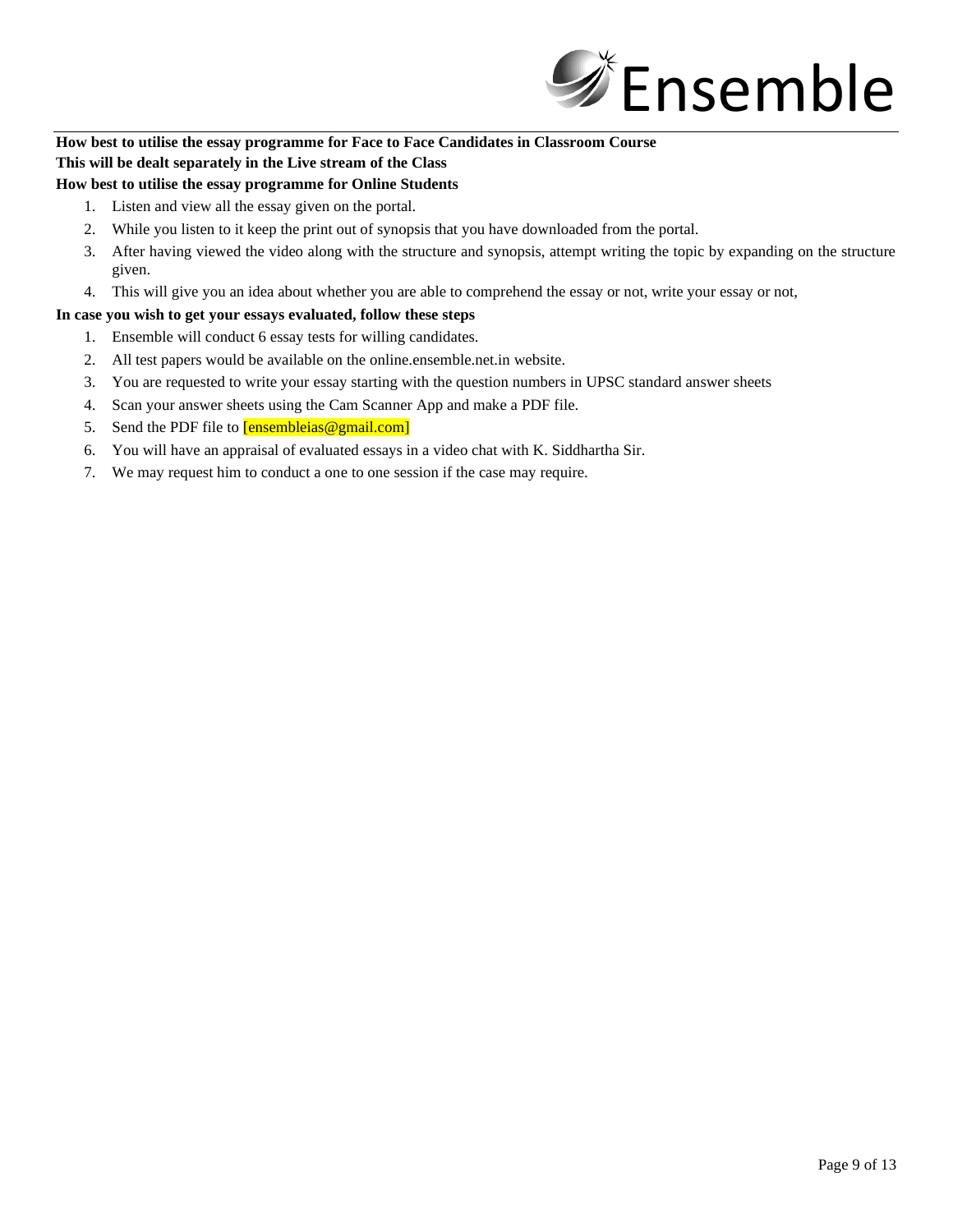**How best to utilise the essay programme for Face to Face Candidates in Classroom Course**

**This will be dealt separately in the Live stream of the Class**

**How best to utilise the essay programme for Online Students**

1. Listen and view all the essay given on the portal.
2. While you listen to it keep the print out of synopsis that you have downloaded from the portal.
3. After having viewed the video along with the structure and synopsis, attempt writing the topic by expanding on the structure given.
4. This will give you an idea about whether you are able to comprehend the essay or not, write your essay or not,

**In case you wish to get your essays evaluated, follow these steps**

1. Ensemble will conduct 6 essay tests for willing candidates.
2. All test papers would be available on the online.ensemble.net.in website.
3. You are requested to write your essay starting with the question numbers in UPSC standard answer sheets
4. Scan your answer sheets using the Cam Scanner App and make a PDF file.
5. Send the PDF file to [ensembleias@gmail.com]
6. You will have an appraisal of evaluated essays in a video chat with K. Siddhartha Sir.
7. We may request him to conduct a one to one session if the case may require.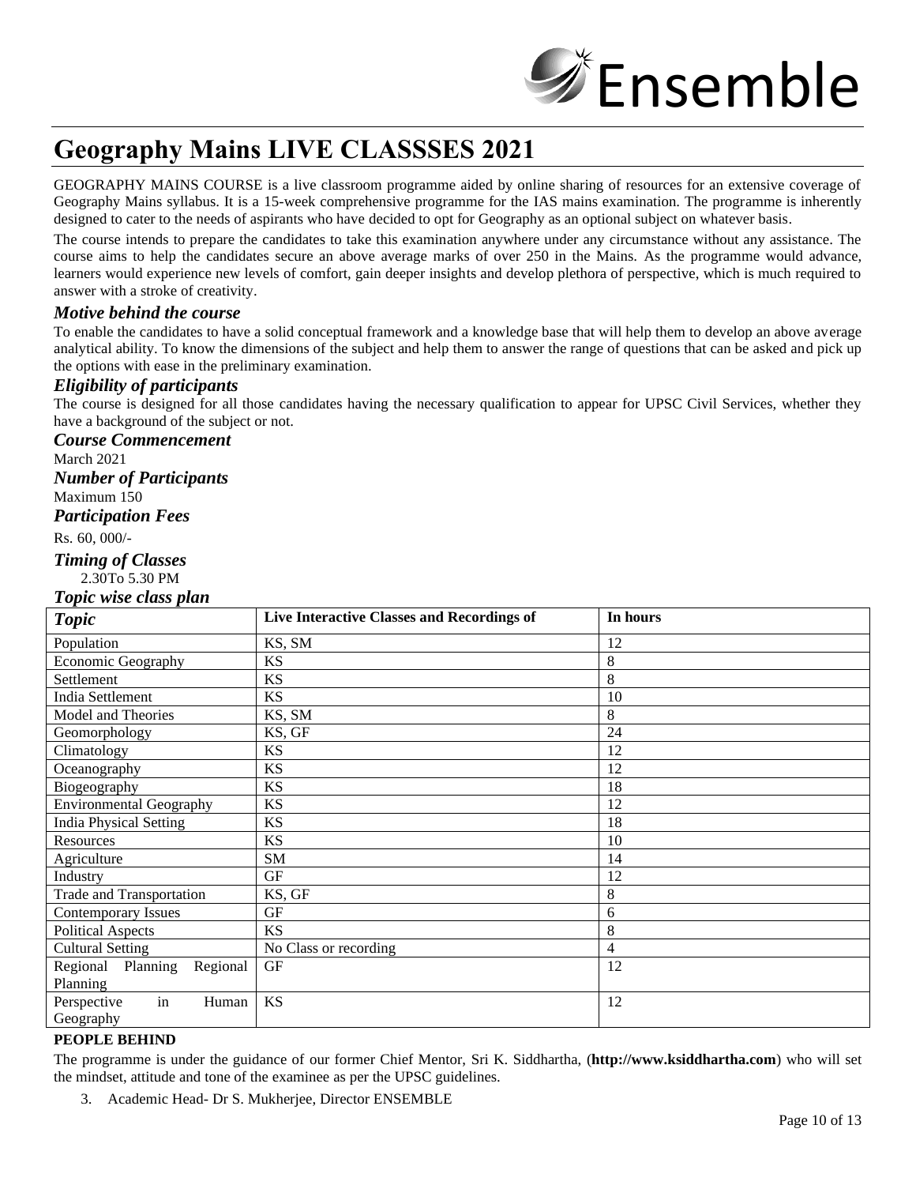# Geography Mains LIVE CLASSSES 2021

GEOGRAPHY MAINS COURSE is a live classroom programme aided by online sharing of resources for an extensive coverage of Geography Mains syllabus. It is a 15-week comprehensive programme for the IAS mains examination. The programme is inherently designed to cater to the needs of aspirants who have decided to opt for Geography as an optional subject on whatever basis.

The course intends to prepare the candidates to take this examination anywhere under any circumstance without any assistance. The course aims to help the candidates secure an above average marks of over 250 in the Mains. As the programme would advance, learners would experience new levels of comfort, gain deeper insights and develop plethora of perspective, which is much required to answer with a stroke of creativity.

### *Motive behind the course*

To enable the candidates to have a solid conceptual framework and a knowledge base that will help them to develop an above average analytical ability. To know the dimensions of the subject and help them to answer the range of questions that can be asked and pick up the options with ease in the preliminary examination.

### *Eligibility of participants*

The course is designed for all those candidates having the necessary qualification to appear for UPSC Civil Services, whether they have a background of the subject or not.

### *Course Commencement*

March 2021

### *Number of Participants*

Maximum 150

### *Participation Fees*

Rs. 60, 000/-

### *Timing of Classes*

2.30To 5.30 PM

### *Topic wise class plan*

| *Topic* | **Live Interactive Classes and Recordings of** | **In hours** |
|---|---|---|
| Population | KS, SM | 12 |
| Economic Geography | KS | 8 |
| Settlement | KS | 8 |
| India Settlement | KS | 10 |
| Model and Theories | KS, SM | 8 |
| Geomorphology | KS, GF | 24 |
| Climatology | KS | 12 |
| Oceanography | KS | 12 |
| Biogeography | KS | 18 |
| Environmental Geography | KS | 12 |
| India Physical Setting | KS | 18 |
| Resources | KS | 10 |
| Agriculture | SM | 14 |
| Industry | GF | 12 |
| Trade and Transportation | KS, GF | 8 |
| Contemporary Issues | GF | 6 |
| Political Aspects | KS | 8 |
| Cultural Setting | No Class or recording | 4 |
| Regional Planning Regional Planning | GF | 12 |
| Perspective in Human Geography | KS | 12 |

**PEOPLE BEHIND**

The programme is under the guidance of our former Chief Mentor, Sri K. Siddhartha, (**http://www.ksiddhartha.com**) who will set the mindset, attitude and tone of the examinee as per the UPSC guidelines.

3. Academic Head- Dr S. Mukherjee, Director ENSEMBLE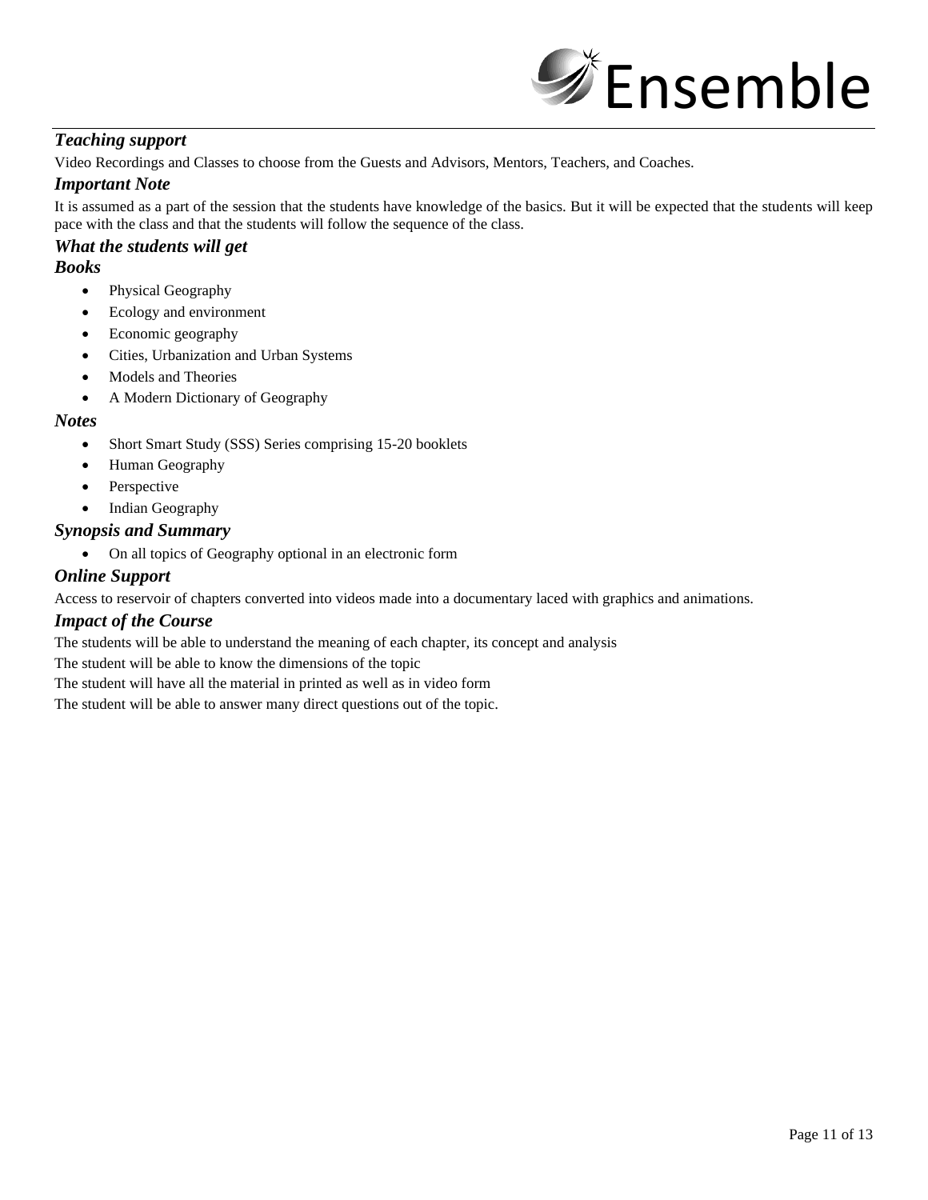### *Teaching support*

Video Recordings and Classes to choose from the Guests and Advisors, Mentors, Teachers, and Coaches.

### *Important Note*

It is assumed as a part of the session that the students have knowledge of the basics. But it will be expected that the students will keep pace with the class and that the students will follow the sequence of the class.

### *What the students will get*

### *Books*

- Physical Geography
- Ecology and environment
- Economic geography
- Cities, Urbanization and Urban Systems
- Models and Theories
- A Modern Dictionary of Geography

### *Notes*

- Short Smart Study (SSS) Series comprising 15-20 booklets
- Human Geography
- Perspective
- Indian Geography

### *Synopsis and Summary*

- On all topics of Geography optional in an electronic form

### *Online Support*

Access to reservoir of chapters converted into videos made into a documentary laced with graphics and animations.

### *Impact of the Course*

The students will be able to understand the meaning of each chapter, its concept and analysis

The student will be able to know the dimensions of the topic

The student will have all the material in printed as well as in video form

The student will be able to answer many direct questions out of the topic.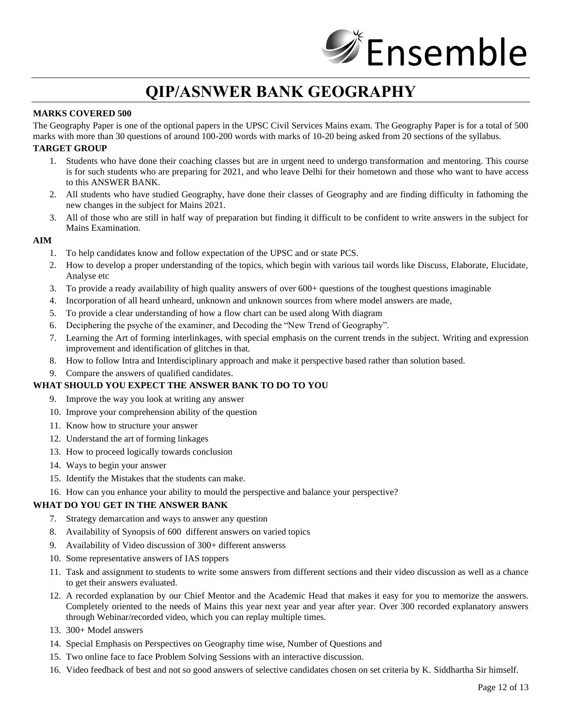# QIP/ASNWER BANK GEOGRAPHY

**MARKS COVERED 500**

The Geography Paper is one of the optional papers in the UPSC Civil Services Mains exam. The Geography Paper is for a total of 500 marks with more than 30 questions of around 100-200 words with marks of 10-20 being asked from 20 sections of the syllabus.

**TARGET GROUP**

1. Students who have done their coaching classes but are in urgent need to undergo transformation and mentoring. This course is for such students who are preparing for 2021, and who leave Delhi for their hometown and those who want to have access to this ANSWER BANK.
2. All students who have studied Geography, have done their classes of Geography and are finding difficulty in fathoming the new changes in the subject for Mains 2021.
3. All of those who are still in half way of preparation but finding it difficult to be confident to write answers in the subject for Mains Examination.

**AIM**

1. To help candidates know and follow expectation of the UPSC and or state PCS.
2. How to develop a proper understanding of the topics, which begin with various tail words like Discuss, Elaborate, Elucidate, Analyse etc
3. To provide a ready availability of high quality answers of over 600+ questions of the toughest questions imaginable
4. Incorporation of all heard unheard, unknown and unknown sources from where model answers are made,
5. To provide a clear understanding of how a flow chart can be used along With diagram
6. Deciphering the psyche of the examiner, and Decoding the "New Trend of Geography".
7. Learning the Art of forming interlinkages, with special emphasis on the current trends in the subject. Writing and expression improvement and identification of glitches in that.
8. How to follow Intra and Interdisciplinary approach and make it perspective based rather than solution based.
9. Compare the answers of qualified candidates.

**WHAT SHOULD YOU EXPECT THE ANSWER BANK TO DO TO YOU**

9. Improve the way you look at writing any answer
10. Improve your comprehension ability of the question
11. Know how to structure your answer
12. Understand the art of forming linkages
13. How to proceed logically towards conclusion
14. Ways to begin your answer
15. Identify the Mistakes that the students can make.
16. How can you enhance your ability to mould the perspective and balance your perspective?

**WHAT DO YOU GET IN THE ANSWER BANK**

7. Strategy demarcation and ways to answer any question
8. Availability of Synopsis of 600 different answers on varied topics
9. Availability of Video discussion of 300+ different answerss
10. Some representative answers of IAS toppers
11. Task and assignment to students to write some answers from different sections and their video discussion as well as a chance to get their answers evaluated.
12. A recorded explanation by our Chief Mentor and the Academic Head that makes it easy for you to memorize the answers. Completely oriented to the needs of Mains this year next year and year after year. Over 300 recorded explanatory answers through Webinar/recorded video, which you can replay multiple times.
13. 300+ Model answers
14. Special Emphasis on Perspectives on Geography time wise, Number of Questions and
15. Two online face to face Problem Solving Sessions with an interactive discussion.
16. Video feedback of best and not so good answers of selective candidates chosen on set criteria by K. Siddhartha Sir himself.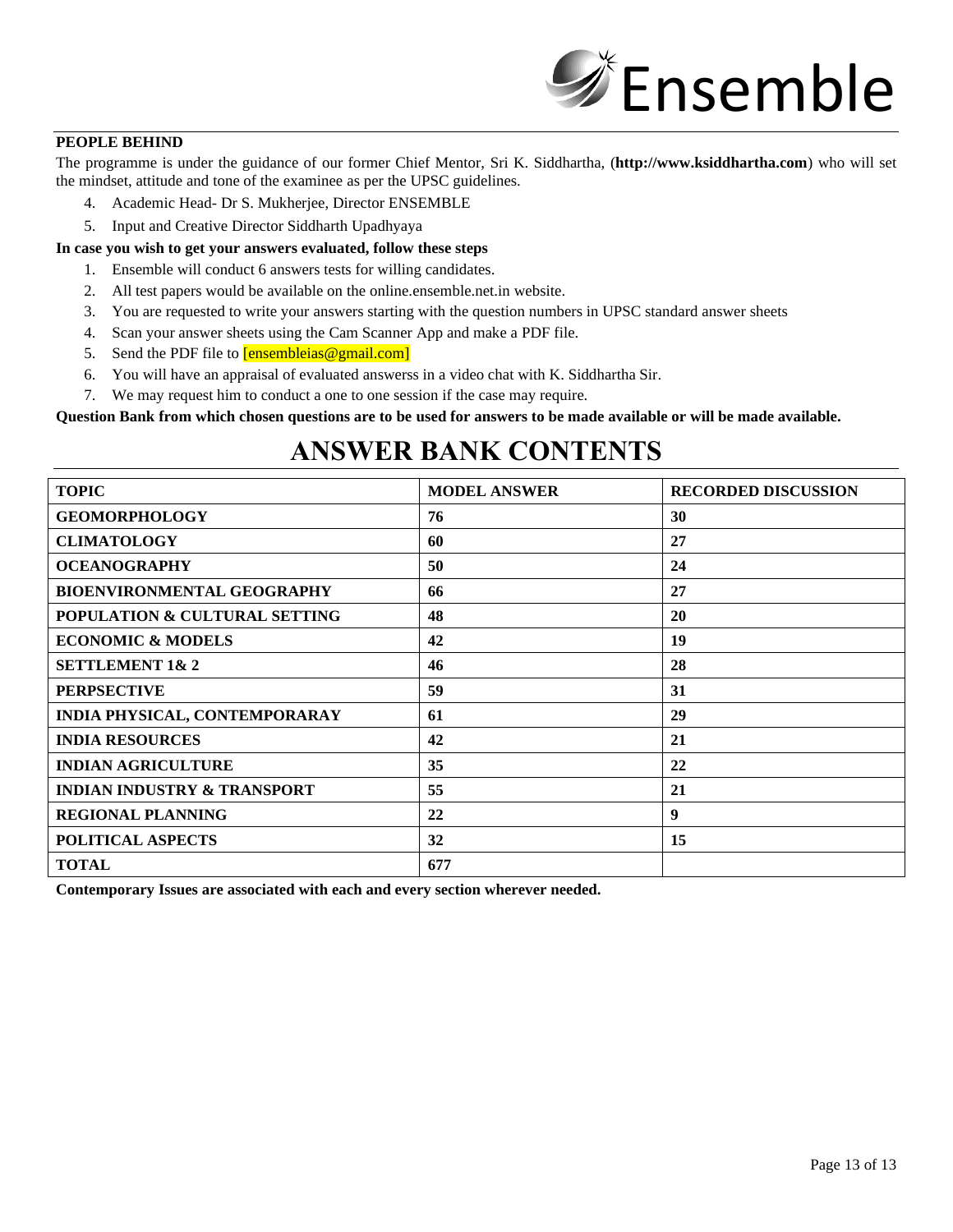**PEOPLE BEHIND**

The programme is under the guidance of our former Chief Mentor, Sri K. Siddhartha, (**http://www.ksiddhartha.com**) who will set the mindset, attitude and tone of the examinee as per the UPSC guidelines.

4. Academic Head- Dr S. Mukherjee, Director ENSEMBLE
5. Input and Creative Director Siddharth Upadhyaya

**In case you wish to get your answers evaluated, follow these steps**

1. Ensemble will conduct 6 answers tests for willing candidates.
2. All test papers would be available on the online.ensemble.net.in website.
3. You are requested to write your answers starting with the question numbers in UPSC standard answer sheets
4. Scan your answer sheets using the Cam Scanner App and make a PDF file.
5. Send the PDF file to [ensembleias@gmail.com]
6. You will have an appraisal of evaluated answerss in a video chat with K. Siddhartha Sir.
7. We may request him to conduct a one to one session if the case may require.

**Question Bank from which chosen questions are to be used for answers to be made available or will be made available.**

# ANSWER BANK CONTENTS

| TOPIC | MODEL ANSWER | RECORDED DISCUSSION |
|---|---|---|
| GEOMORPHOLOGY | 76 | 30 |
| CLIMATOLOGY | 60 | 27 |
| OCEANOGRAPHY | 50 | 24 |
| BIOENVIRONMENTAL GEOGRAPHY | 66 | 27 |
| POPULATION & CULTURAL SETTING | 48 | 20 |
| ECONOMIC & MODELS | 42 | 19 |
| SETTLEMENT 1& 2 | 46 | 28 |
| PERPSECTIVE | 59 | 31 |
| INDIA PHYSICAL, CONTEMPORARAY | 61 | 29 |
| INDIA RESOURCES | 42 | 21 |
| INDIAN AGRICULTURE | 35 | 22 |
| INDIAN INDUSTRY & TRANSPORT | 55 | 21 |
| REGIONAL PLANNING | 22 | 9 |
| POLITICAL ASPECTS | 32 | 15 |
| TOTAL | 677 | |

**Contemporary Issues are associated with each and every section wherever needed.**